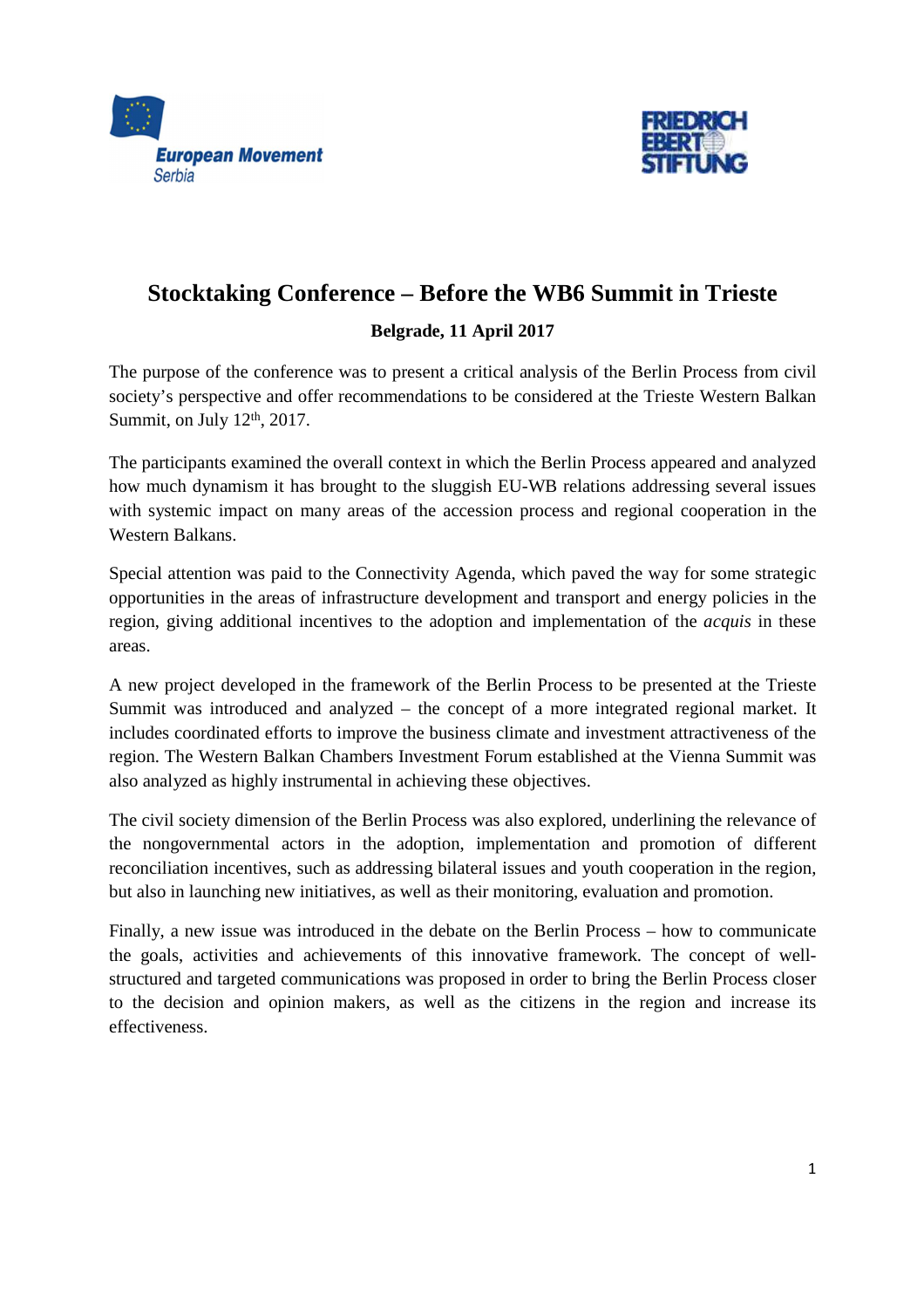# Stocktaking Conference – Before the WB6 Summit in Trieste

**Belgrade, 11 April 2017**

The purpose of the conference was to present a critical analysis of the Berlin Process from civil society's perspective and offer recommendations to be considered at the Trieste Western Balkan Summit, on July 12th, 2017.

The participants examined the overall context in which the Berlin Process appeared and analyzed how much dynamism it has brought to the sluggish EU-WB relations addressing several issues with systemic impact on many areas of the accession process and regional cooperation in the Western Balkans.

Special attention was paid to the Connectivity Agenda, which paved the way for some strategic opportunities in the areas of infrastructure development and transport and energy policies in the region, giving additional incentives to the adoption and implementation of the *acquis* in these areas.

A new project developed in the framework of the Berlin Process to be presented at the Trieste Summit was introduced and analyzed – the concept of a more integrated regional market. It includes coordinated efforts to improve the business climate and investment attractiveness of the region. The Western Balkan Chambers Investment Forum established at the Vienna Summit was also analyzed as highly instrumental in achieving these objectives.

The civil society dimension of the Berlin Process was also explored, underlining the relevance of the nongovernmental actors in the adoption, implementation and promotion of different reconciliation incentives, such as addressing bilateral issues and youth cooperation in the region, but also in launching new initiatives, as well as their monitoring, evaluation and promotion.

Finally, a new issue was introduced in the debate on the Berlin Process – how to communicate the goals, activities and achievements of this innovative framework. The concept of well-structured and targeted communications was proposed in order to bring the Berlin Process closer to the decision and opinion makers, as well as the citizens in the region and increase its effectiveness.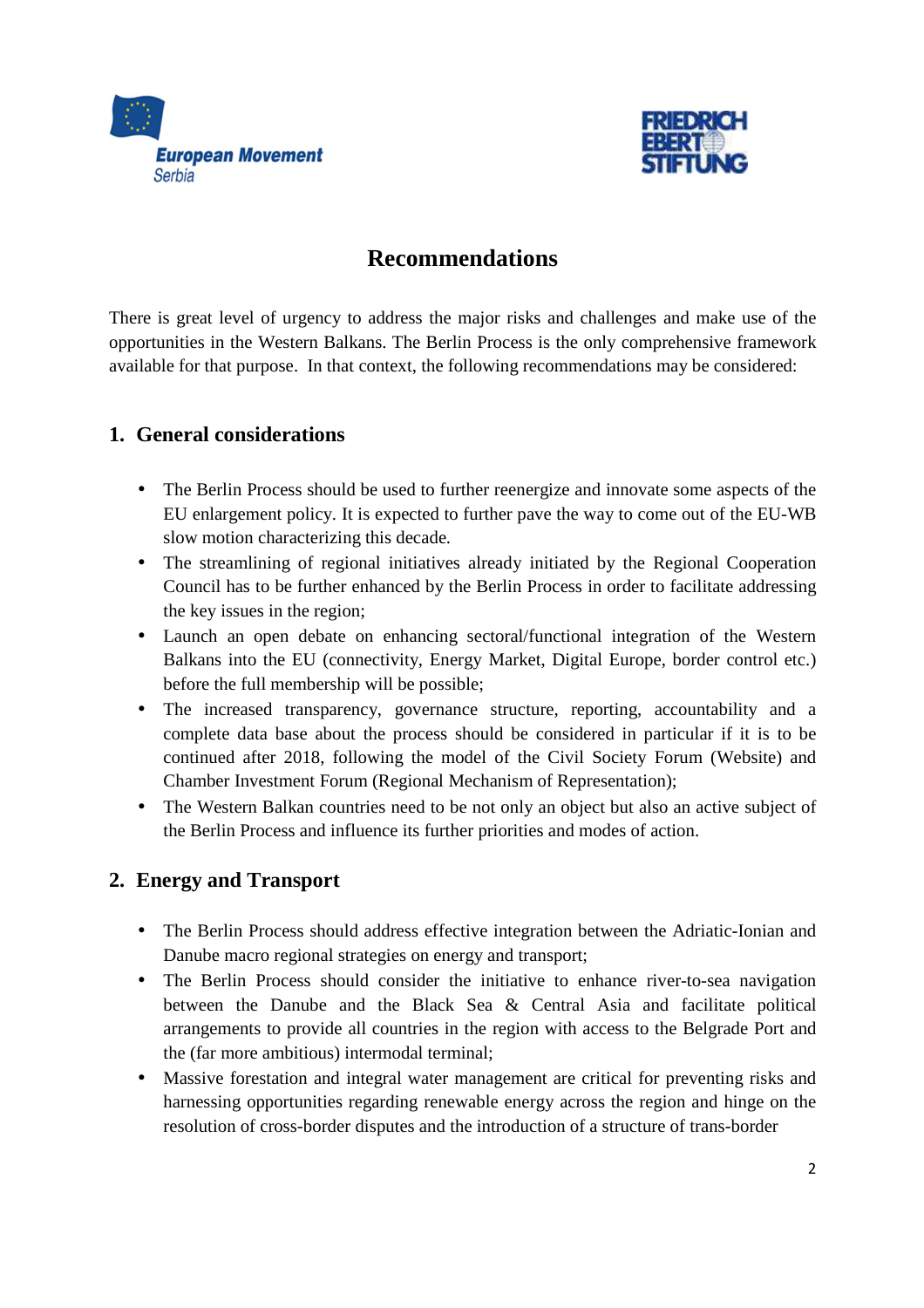# Recommendations

There is great level of urgency to address the major risks and challenges and make use of the opportunities in the Western Balkans. The Berlin Process is the only comprehensive framework available for that purpose. In that context, the following recommendations may be considered:

## 1. General considerations

- The Berlin Process should be used to further reenergize and innovate some aspects of the EU enlargement policy. It is expected to further pave the way to come out of the EU-WB slow motion characterizing this decade.
- The streamlining of regional initiatives already initiated by the Regional Cooperation Council has to be further enhanced by the Berlin Process in order to facilitate addressing the key issues in the region;
- Launch an open debate on enhancing sectoral/functional integration of the Western Balkans into the EU (connectivity, Energy Market, Digital Europe, border control etc.) before the full membership will be possible;
- The increased transparency, governance structure, reporting, accountability and a complete data base about the process should be considered in particular if it is to be continued after 2018, following the model of the Civil Society Forum (Website) and Chamber Investment Forum (Regional Mechanism of Representation);
- The Western Balkan countries need to be not only an object but also an active subject of the Berlin Process and influence its further priorities and modes of action.

## 2. Energy and Transport

- The Berlin Process should address effective integration between the Adriatic-Ionian and Danube macro regional strategies on energy and transport;
- The Berlin Process should consider the initiative to enhance river-to-sea navigation between the Danube and the Black Sea & Central Asia and facilitate political arrangements to provide all countries in the region with access to the Belgrade Port and the (far more ambitious) intermodal terminal;
- Massive forestation and integral water management are critical for preventing risks and harnessing opportunities regarding renewable energy across the region and hinge on the resolution of cross-border disputes and the introduction of a structure of trans-border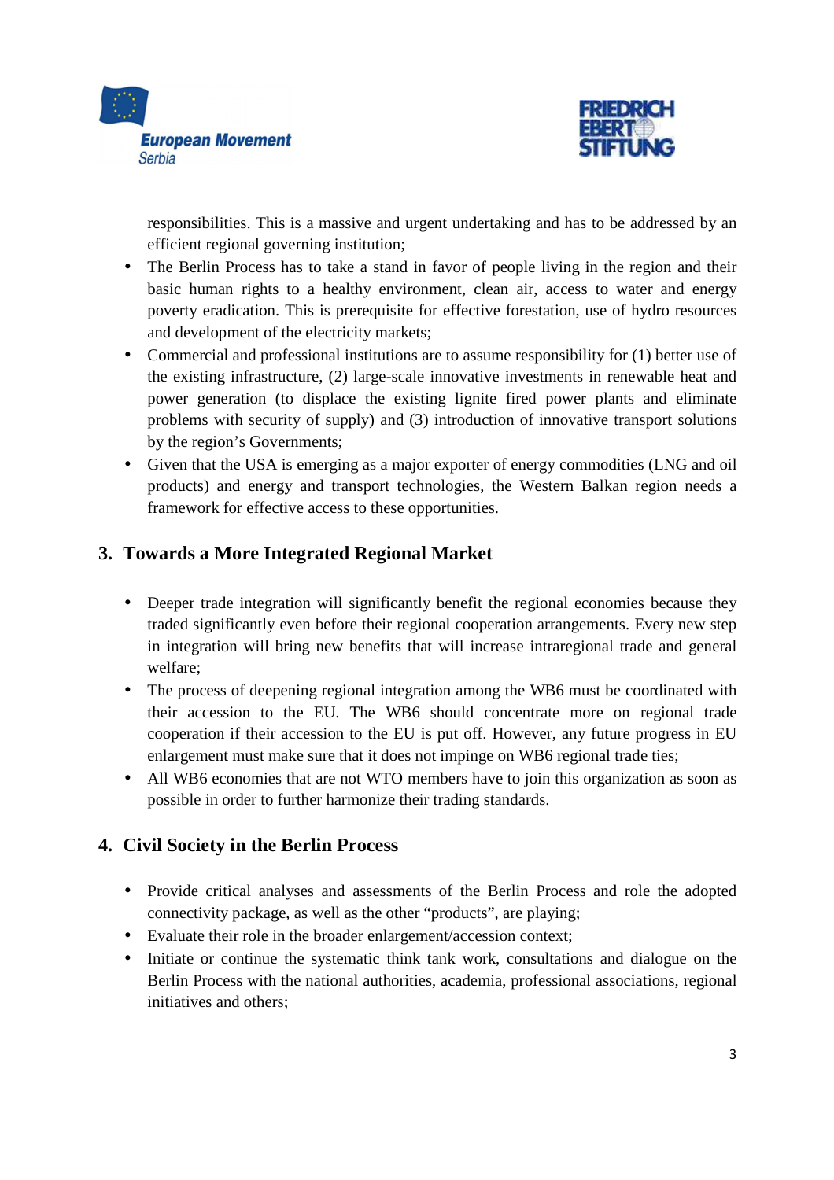responsibilities. This is a massive and urgent undertaking and has to be addressed by an efficient regional governing institution;

- The Berlin Process has to take a stand in favor of people living in the region and their basic human rights to a healthy environment, clean air, access to water and energy poverty eradication. This is prerequisite for effective forestation, use of hydro resources and development of the electricity markets;
- Commercial and professional institutions are to assume responsibility for (1) better use of the existing infrastructure, (2) large-scale innovative investments in renewable heat and power generation (to displace the existing lignite fired power plants and eliminate problems with security of supply) and (3) introduction of innovative transport solutions by the region's Governments;
- Given that the USA is emerging as a major exporter of energy commodities (LNG and oil products) and energy and transport technologies, the Western Balkan region needs a framework for effective access to these opportunities.

## 3. Towards a More Integrated Regional Market

- Deeper trade integration will significantly benefit the regional economies because they traded significantly even before their regional cooperation arrangements. Every new step in integration will bring new benefits that will increase intraregional trade and general welfare;
- The process of deepening regional integration among the WB6 must be coordinated with their accession to the EU. The WB6 should concentrate more on regional trade cooperation if their accession to the EU is put off. However, any future progress in EU enlargement must make sure that it does not impinge on WB6 regional trade ties;
- All WB6 economies that are not WTO members have to join this organization as soon as possible in order to further harmonize their trading standards.

## 4. Civil Society in the Berlin Process

- Provide critical analyses and assessments of the Berlin Process and role the adopted connectivity package, as well as the other "products", are playing;
- Evaluate their role in the broader enlargement/accession context;
- Initiate or continue the systematic think tank work, consultations and dialogue on the Berlin Process with the national authorities, academia, professional associations, regional initiatives and others;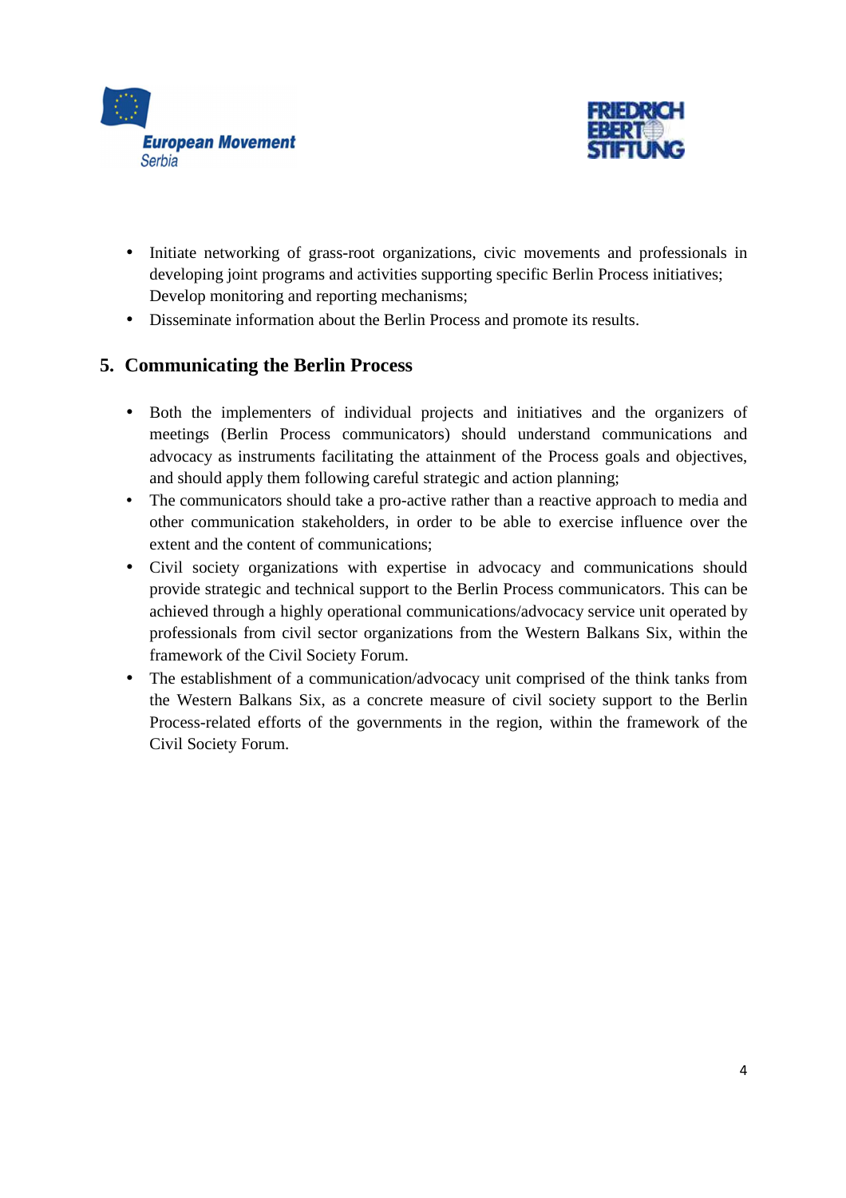- Initiate networking of grass-root organizations, civic movements and professionals in developing joint programs and activities supporting specific Berlin Process initiatives; Develop monitoring and reporting mechanisms;
- Disseminate information about the Berlin Process and promote its results.

## 5. Communicating the Berlin Process

- Both the implementers of individual projects and initiatives and the organizers of meetings (Berlin Process communicators) should understand communications and advocacy as instruments facilitating the attainment of the Process goals and objectives, and should apply them following careful strategic and action planning;
- The communicators should take a pro-active rather than a reactive approach to media and other communication stakeholders, in order to be able to exercise influence over the extent and the content of communications;
- Civil society organizations with expertise in advocacy and communications should provide strategic and technical support to the Berlin Process communicators. This can be achieved through a highly operational communications/advocacy service unit operated by professionals from civil sector organizations from the Western Balkans Six, within the framework of the Civil Society Forum.
- The establishment of a communication/advocacy unit comprised of the think tanks from the Western Balkans Six, as a concrete measure of civil society support to the Berlin Process-related efforts of the governments in the region, within the framework of the Civil Society Forum.